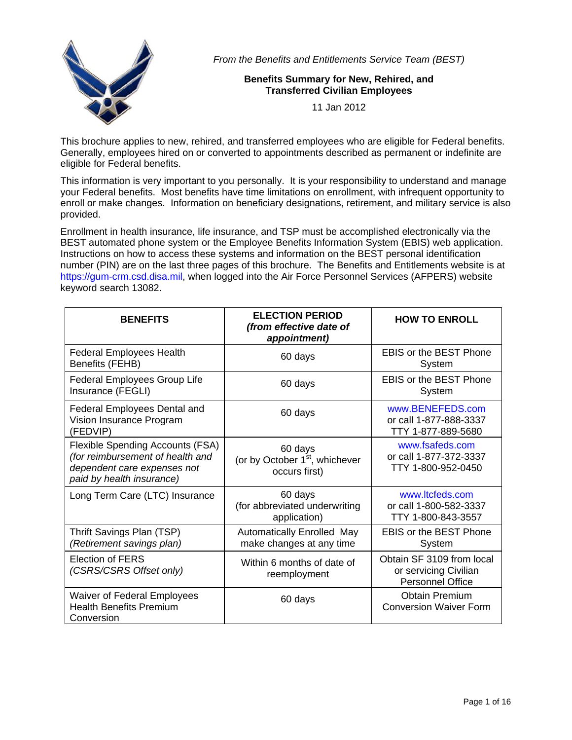*From the Benefits and Entitlements Service Team (BEST)*

**Benefits Summary for New, Rehired, and Transferred Civilian Employees**

11 Jan 2012

This brochure applies to new, rehired, and transferred employees who are eligible for Federal benefits. Generally, employees hired on or converted to appointments described as permanent or indefinite are eligible for Federal benefits.

This information is very important to you personally. It is your responsibility to understand and manage your Federal benefits. Most benefits have time limitations on enrollment, with infrequent opportunity to enroll or make changes. Information on beneficiary designations, retirement, and military service is also provided.

Enrollment in health insurance, life insurance, and TSP must be accomplished electronically via the BEST automated phone system or the Employee Benefits Information System (EBIS) web application. Instructions on how to access these systems and information on the BEST personal identification number (PIN) are on the last three pages of this brochure. The Benefits and Entitlements website is at https://gum-crm.csd.disa.mil, when logged into the Air Force Personnel Services (AFPERS) website keyword search 13082.

| **BENEFITS** | **ELECTION PERIOD** ***(from effective date of appointment)*** | **HOW TO ENROLL** |
|---|---|---|
| Federal Employees Health Benefits (FEHB) | 60 days | EBIS or the BEST Phone System |
| Federal Employees Group Life Insurance (FEGLI) | 60 days | EBIS or the BEST Phone System |
| Federal Employees Dental and Vision Insurance Program (FEDVIP) | 60 days | www.BENEFEDS.com or call 1-877-888-3337 TTY 1-877-889-5680 |
| Flexible Spending Accounts (FSA) *(for reimbursement of health and dependent care expenses not paid by health insurance)* | 60 days (or by October 1st, whichever occurs first) | www.fsafeds.com or call 1-877-372-3337 TTY 1-800-952-0450 |
| Long Term Care (LTC) Insurance | 60 days (for abbreviated underwriting application) | www.ltcfeds.com or call 1-800-582-3337 TTY 1-800-843-3557 |
| Thrift Savings Plan (TSP) *(Retirement savings plan)* | Automatically Enrolled May make changes at any time | EBIS or the BEST Phone System |
| Election of FERS *(CSRS/CSRS Offset only)* | Within 6 months of date of reemployment | Obtain SF 3109 from local or servicing Civilian Personnel Office |
| Waiver of Federal Employees Health Benefits Premium Conversion | 60 days | Obtain Premium Conversion Waiver Form |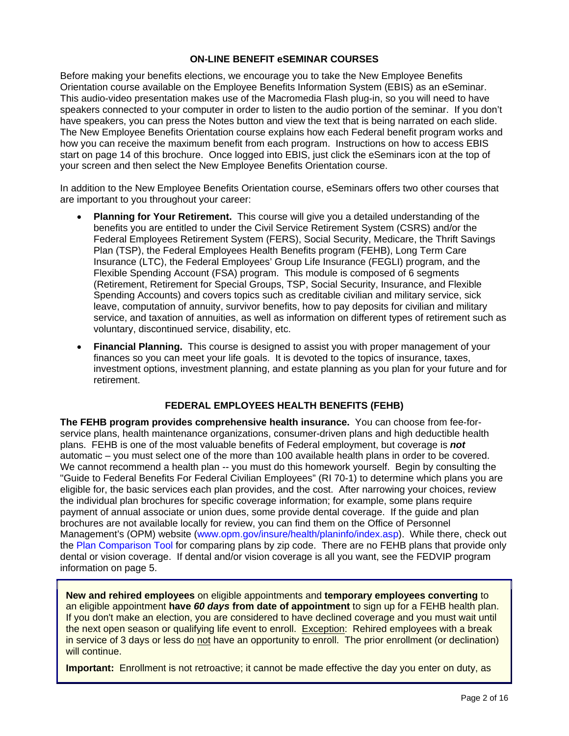## ON-LINE BENEFIT eSEMINAR COURSES

Before making your benefits elections, we encourage you to take the New Employee Benefits Orientation course available on the Employee Benefits Information System (EBIS) as an eSeminar. This audio-video presentation makes use of the Macromedia Flash plug-in, so you will need to have speakers connected to your computer in order to listen to the audio portion of the seminar. If you don't have speakers, you can press the Notes button and view the text that is being narrated on each slide. The New Employee Benefits Orientation course explains how each Federal benefit program works and how you can receive the maximum benefit from each program. Instructions on how to access EBIS start on page 14 of this brochure. Once logged into EBIS, just click the eSeminars icon at the top of your screen and then select the New Employee Benefits Orientation course.

In addition to the New Employee Benefits Orientation course, eSeminars offers two other courses that are important to you throughout your career:

- **Planning for Your Retirement.** This course will give you a detailed understanding of the benefits you are entitled to under the Civil Service Retirement System (CSRS) and/or the Federal Employees Retirement System (FERS), Social Security, Medicare, the Thrift Savings Plan (TSP), the Federal Employees Health Benefits program (FEHB), Long Term Care Insurance (LTC), the Federal Employees' Group Life Insurance (FEGLI) program, and the Flexible Spending Account (FSA) program. This module is composed of 6 segments (Retirement, Retirement for Special Groups, TSP, Social Security, Insurance, and Flexible Spending Accounts) and covers topics such as creditable civilian and military service, sick leave, computation of annuity, survivor benefits, how to pay deposits for civilian and military service, and taxation of annuities, as well as information on different types of retirement such as voluntary, discontinued service, disability, etc.
- **Financial Planning.** This course is designed to assist you with proper management of your finances so you can meet your life goals. It is devoted to the topics of insurance, taxes, investment options, investment planning, and estate planning as you plan for your future and for retirement.

## FEDERAL EMPLOYEES HEALTH BENEFITS (FEHB)

**The FEHB program provides comprehensive health insurance.** You can choose from fee-for-service plans, health maintenance organizations, consumer-driven plans and high deductible health plans. FEHB is one of the most valuable benefits of Federal employment, but coverage is ***not*** automatic – you must select one of the more than 100 available health plans in order to be covered. We cannot recommend a health plan -- you must do this homework yourself. Begin by consulting the "Guide to Federal Benefits For Federal Civilian Employees" (RI 70-1) to determine which plans you are eligible for, the basic services each plan provides, and the cost. After narrowing your choices, review the individual plan brochures for specific coverage information; for example, some plans require payment of annual associate or union dues, some provide dental coverage. If the guide and plan brochures are not available locally for review, you can find them on the Office of Personnel Management's (OPM) website (www.opm.gov/insure/health/planinfo/index.asp). While there, check out the Plan Comparison Tool for comparing plans by zip code. There are no FEHB plans that provide only dental or vision coverage. If dental and/or vision coverage is all you want, see the FEDVIP program information on page 5.

**New and rehired employees** on eligible appointments and **temporary employees converting** to an eligible appointment **have *60 days* from date of appointment** to sign up for a FEHB health plan. If you don't make an election, you are considered to have declined coverage and you must wait until the next open season or qualifying life event to enroll. Exception: Rehired employees with a break in service of 3 days or less do not have an opportunity to enroll. The prior enrollment (or declination) will continue.

**Important:** Enrollment is not retroactive; it cannot be made effective the day you enter on duty, as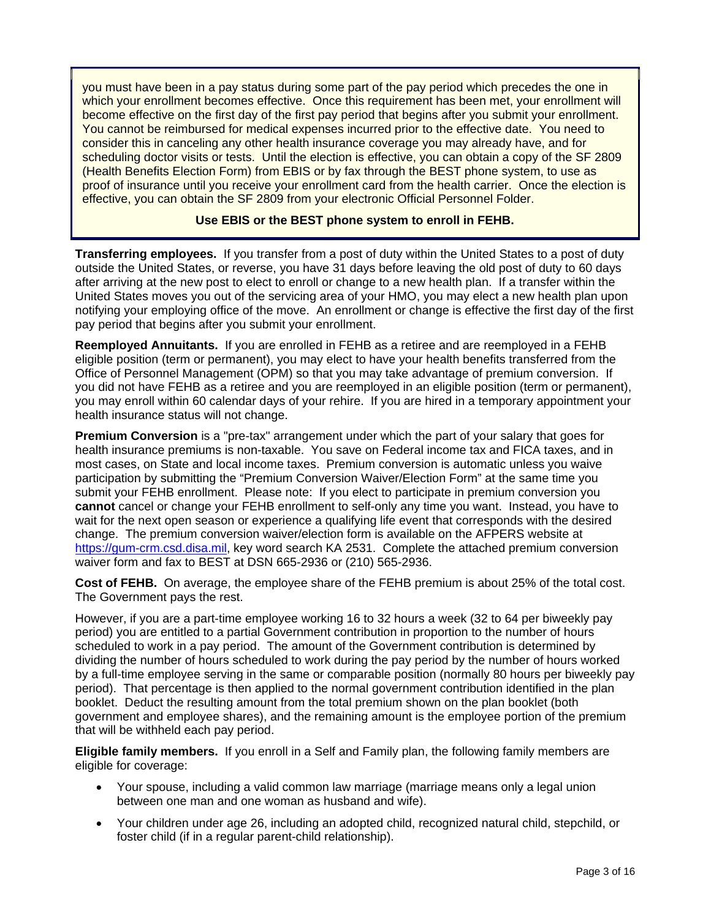you must have been in a pay status during some part of the pay period which precedes the one in which your enrollment becomes effective. Once this requirement has been met, your enrollment will become effective on the first day of the first pay period that begins after you submit your enrollment. You cannot be reimbursed for medical expenses incurred prior to the effective date. You need to consider this in canceling any other health insurance coverage you may already have, and for scheduling doctor visits or tests. Until the election is effective, you can obtain a copy of the SF 2809 (Health Benefits Election Form) from EBIS or by fax through the BEST phone system, to use as proof of insurance until you receive your enrollment card from the health carrier. Once the election is effective, you can obtain the SF 2809 from your electronic Official Personnel Folder.

**Use EBIS or the BEST phone system to enroll in FEHB.**

**Transferring employees.** If you transfer from a post of duty within the United States to a post of duty outside the United States, or reverse, you have 31 days before leaving the old post of duty to 60 days after arriving at the new post to elect to enroll or change to a new health plan. If a transfer within the United States moves you out of the servicing area of your HMO, you may elect a new health plan upon notifying your employing office of the move. An enrollment or change is effective the first day of the first pay period that begins after you submit your enrollment.

**Reemployed Annuitants.** If you are enrolled in FEHB as a retiree and are reemployed in a FEHB eligible position (term or permanent), you may elect to have your health benefits transferred from the Office of Personnel Management (OPM) so that you may take advantage of premium conversion. If you did not have FEHB as a retiree and you are reemployed in an eligible position (term or permanent), you may enroll within 60 calendar days of your rehire. If you are hired in a temporary appointment your health insurance status will not change.

**Premium Conversion** is a "pre-tax" arrangement under which the part of your salary that goes for health insurance premiums is non-taxable. You save on Federal income tax and FICA taxes, and in most cases, on State and local income taxes. Premium conversion is automatic unless you waive participation by submitting the "Premium Conversion Waiver/Election Form" at the same time you submit your FEHB enrollment. Please note: If you elect to participate in premium conversion you **cannot** cancel or change your FEHB enrollment to self-only any time you want. Instead, you have to wait for the next open season or experience a qualifying life event that corresponds with the desired change. The premium conversion waiver/election form is available on the AFPERS website at https://gum-crm.csd.disa.mil, key word search KA 2531. Complete the attached premium conversion waiver form and fax to BEST at DSN 665-2936 or (210) 565-2936.

**Cost of FEHB.** On average, the employee share of the FEHB premium is about 25% of the total cost. The Government pays the rest.

However, if you are a part-time employee working 16 to 32 hours a week (32 to 64 per biweekly pay period) you are entitled to a partial Government contribution in proportion to the number of hours scheduled to work in a pay period. The amount of the Government contribution is determined by dividing the number of hours scheduled to work during the pay period by the number of hours worked by a full-time employee serving in the same or comparable position (normally 80 hours per biweekly pay period). That percentage is then applied to the normal government contribution identified in the plan booklet. Deduct the resulting amount from the total premium shown on the plan booklet (both government and employee shares), and the remaining amount is the employee portion of the premium that will be withheld each pay period.

**Eligible family members.** If you enroll in a Self and Family plan, the following family members are eligible for coverage:

- Your spouse, including a valid common law marriage (marriage means only a legal union between one man and one woman as husband and wife).
- Your children under age 26, including an adopted child, recognized natural child, stepchild, or foster child (if in a regular parent-child relationship).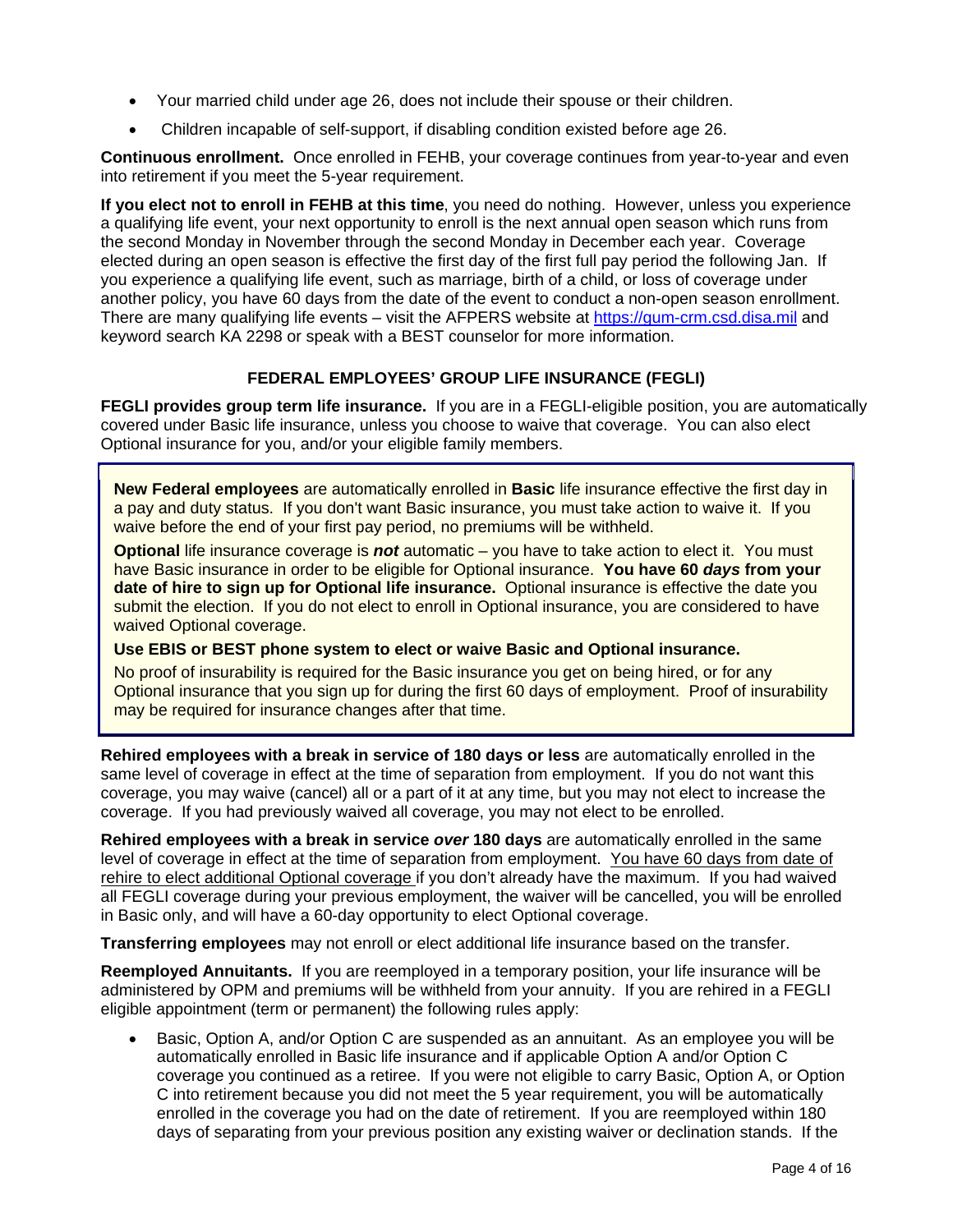- Your married child under age 26, does not include their spouse or their children.
- Children incapable of self-support, if disabling condition existed before age 26.

**Continuous enrollment.** Once enrolled in FEHB, your coverage continues from year-to-year and even into retirement if you meet the 5-year requirement.

**If you elect not to enroll in FEHB at this time**, you need do nothing. However, unless you experience a qualifying life event, your next opportunity to enroll is the next annual open season which runs from the second Monday in November through the second Monday in December each year. Coverage elected during an open season is effective the first day of the first full pay period the following Jan. If you experience a qualifying life event, such as marriage, birth of a child, or loss of coverage under another policy, you have 60 days from the date of the event to conduct a non-open season enrollment. There are many qualifying life events – visit the AFPERS website at https://gum-crm.csd.disa.mil and keyword search KA 2298 or speak with a BEST counselor for more information.

## FEDERAL EMPLOYEES' GROUP LIFE INSURANCE (FEGLI)

**FEGLI provides group term life insurance.** If you are in a FEGLI-eligible position, you are automatically covered under Basic life insurance, unless you choose to waive that coverage. You can also elect Optional insurance for you, and/or your eligible family members.

**New Federal employees** are automatically enrolled in **Basic** life insurance effective the first day in a pay and duty status. If you don't want Basic insurance, you must take action to waive it. If you waive before the end of your first pay period, no premiums will be withheld.

**Optional** life insurance coverage is ***not*** automatic – you have to take action to elect it. You must have Basic insurance in order to be eligible for Optional insurance. **You have 60 *days* from your date of hire to sign up for Optional life insurance.** Optional insurance is effective the date you submit the election. If you do not elect to enroll in Optional insurance, you are considered to have waived Optional coverage.

**Use EBIS or BEST phone system to elect or waive Basic and Optional insurance.**

No proof of insurability is required for the Basic insurance you get on being hired, or for any Optional insurance that you sign up for during the first 60 days of employment. Proof of insurability may be required for insurance changes after that time.

**Rehired employees with a break in service of 180 days or less** are automatically enrolled in the same level of coverage in effect at the time of separation from employment. If you do not want this coverage, you may waive (cancel) all or a part of it at any time, but you may not elect to increase the coverage. If you had previously waived all coverage, you may not elect to be enrolled.

**Rehired employees with a break in service *over* 180 days** are automatically enrolled in the same level of coverage in effect at the time of separation from employment. You have 60 days from date of rehire to elect additional Optional coverage if you don't already have the maximum. If you had waived all FEGLI coverage during your previous employment, the waiver will be cancelled, you will be enrolled in Basic only, and will have a 60-day opportunity to elect Optional coverage.

**Transferring employees** may not enroll or elect additional life insurance based on the transfer.

**Reemployed Annuitants.** If you are reemployed in a temporary position, your life insurance will be administered by OPM and premiums will be withheld from your annuity. If you are rehired in a FEGLI eligible appointment (term or permanent) the following rules apply:

- Basic, Option A, and/or Option C are suspended as an annuitant. As an employee you will be automatically enrolled in Basic life insurance and if applicable Option A and/or Option C coverage you continued as a retiree. If you were not eligible to carry Basic, Option A, or Option C into retirement because you did not meet the 5 year requirement, you will be automatically enrolled in the coverage you had on the date of retirement. If you are reemployed within 180 days of separating from your previous position any existing waiver or declination stands. If the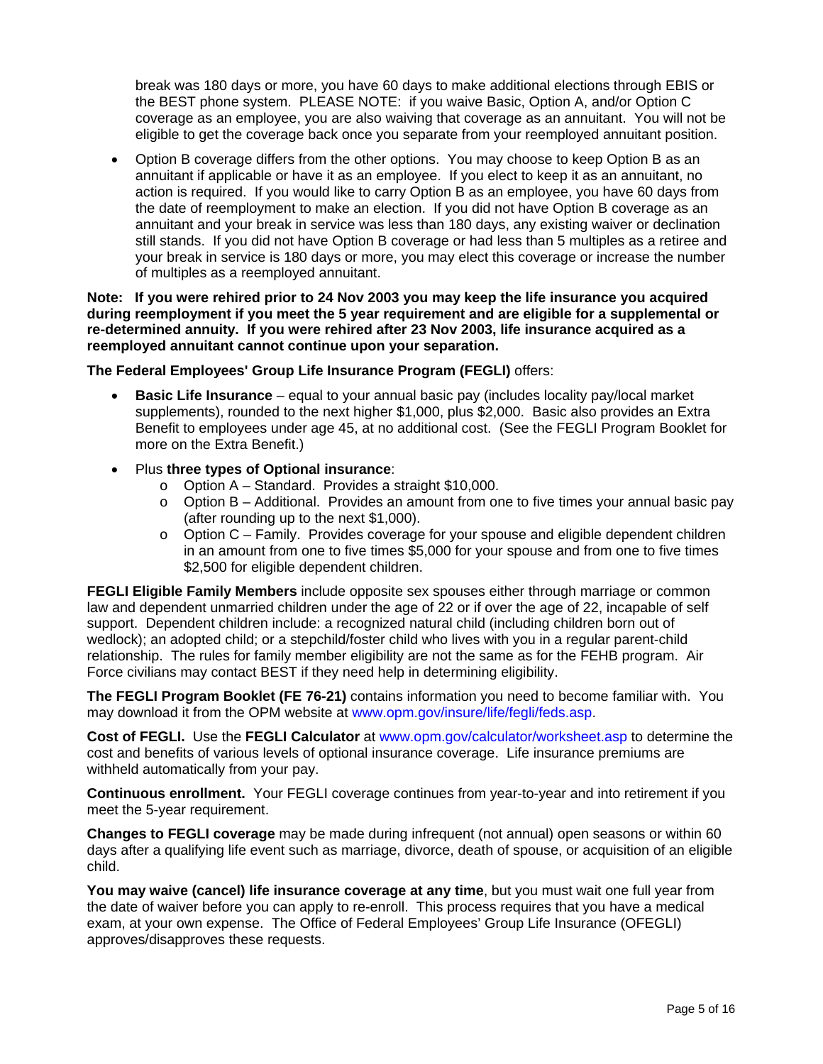break was 180 days or more, you have 60 days to make additional elections through EBIS or the BEST phone system. PLEASE NOTE: if you waive Basic, Option A, and/or Option C coverage as an employee, you are also waiving that coverage as an annuitant. You will not be eligible to get the coverage back once you separate from your reemployed annuitant position.

- Option B coverage differs from the other options. You may choose to keep Option B as an annuitant if applicable or have it as an employee. If you elect to keep it as an annuitant, no action is required. If you would like to carry Option B as an employee, you have 60 days from the date of reemployment to make an election. If you did not have Option B coverage as an annuitant and your break in service was less than 180 days, any existing waiver or declination still stands. If you did not have Option B coverage or had less than 5 multiples as a retiree and your break in service is 180 days or more, you may elect this coverage or increase the number of multiples as a reemployed annuitant.

**Note: If you were rehired prior to 24 Nov 2003 you may keep the life insurance you acquired during reemployment if you meet the 5 year requirement and are eligible for a supplemental or re-determined annuity. If you were rehired after 23 Nov 2003, life insurance acquired as a reemployed annuitant cannot continue upon your separation.**

**The Federal Employees' Group Life Insurance Program (FEGLI)** offers:

- **Basic Life Insurance** – equal to your annual basic pay (includes locality pay/local market supplements), rounded to the next higher $1,000, plus $2,000. Basic also provides an Extra Benefit to employees under age 45, at no additional cost. (See the FEGLI Program Booklet for more on the Extra Benefit.)
- Plus **three types of Optional insurance**:
  - Option A – Standard. Provides a straight $10,000.
  - Option B – Additional. Provides an amount from one to five times your annual basic pay (after rounding up to the next $1,000).
  - Option C – Family. Provides coverage for your spouse and eligible dependent children in an amount from one to five times $5,000 for your spouse and from one to five times $2,500 for eligible dependent children.

**FEGLI Eligible Family Members** include opposite sex spouses either through marriage or common law and dependent unmarried children under the age of 22 or if over the age of 22, incapable of self support. Dependent children include: a recognized natural child (including children born out of wedlock); an adopted child; or a stepchild/foster child who lives with you in a regular parent-child relationship. The rules for family member eligibility are not the same as for the FEHB program. Air Force civilians may contact BEST if they need help in determining eligibility.

**The FEGLI Program Booklet (FE 76-21)** contains information you need to become familiar with. You may download it from the OPM website at www.opm.gov/insure/life/fegli/feds.asp.

**Cost of FEGLI.** Use the **FEGLI Calculator** at www.opm.gov/calculator/worksheet.asp to determine the cost and benefits of various levels of optional insurance coverage. Life insurance premiums are withheld automatically from your pay.

**Continuous enrollment.** Your FEGLI coverage continues from year-to-year and into retirement if you meet the 5-year requirement.

**Changes to FEGLI coverage** may be made during infrequent (not annual) open seasons or within 60 days after a qualifying life event such as marriage, divorce, death of spouse, or acquisition of an eligible child.

**You may waive (cancel) life insurance coverage at any time**, but you must wait one full year from the date of waiver before you can apply to re-enroll. This process requires that you have a medical exam, at your own expense. The Office of Federal Employees' Group Life Insurance (OFEGLI) approves/disapproves these requests.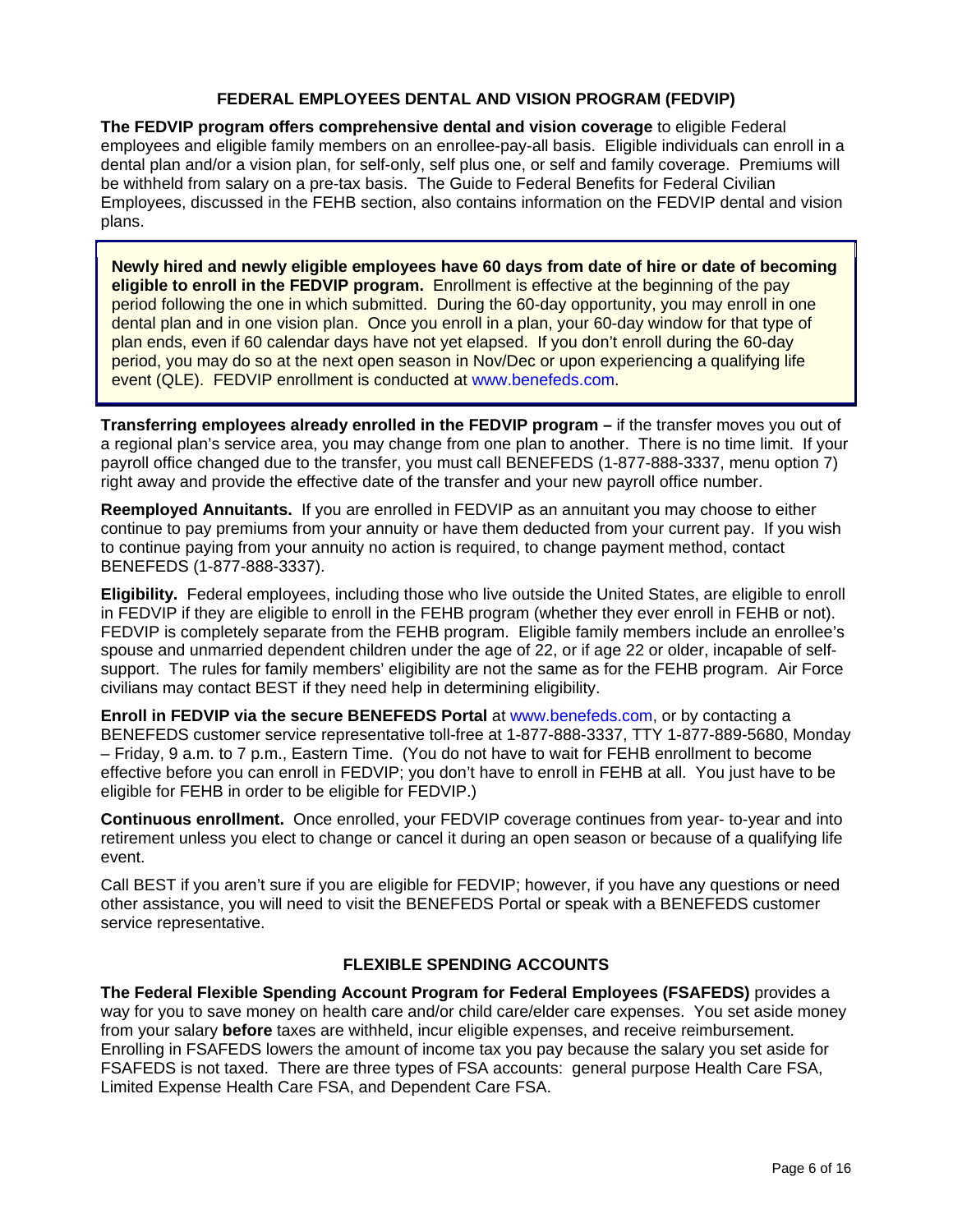## FEDERAL EMPLOYEES DENTAL AND VISION PROGRAM (FEDVIP)

**The FEDVIP program offers comprehensive dental and vision coverage** to eligible Federal employees and eligible family members on an enrollee-pay-all basis. Eligible individuals can enroll in a dental plan and/or a vision plan, for self-only, self plus one, or self and family coverage. Premiums will be withheld from salary on a pre-tax basis. The Guide to Federal Benefits for Federal Civilian Employees, discussed in the FEHB section, also contains information on the FEDVIP dental and vision plans.

> **Newly hired and newly eligible employees have 60 days from date of hire or date of becoming eligible to enroll in the FEDVIP program.** Enrollment is effective at the beginning of the pay period following the one in which submitted. During the 60-day opportunity, you may enroll in one dental plan and in one vision plan. Once you enroll in a plan, your 60-day window for that type of plan ends, even if 60 calendar days have not yet elapsed. If you don't enroll during the 60-day period, you may do so at the next open season in Nov/Dec or upon experiencing a qualifying life event (QLE). FEDVIP enrollment is conducted at www.benefeds.com.

**Transferring employees already enrolled in the FEDVIP program –** if the transfer moves you out of a regional plan's service area, you may change from one plan to another. There is no time limit. If your payroll office changed due to the transfer, you must call BENEFEDS (1-877-888-3337, menu option 7) right away and provide the effective date of the transfer and your new payroll office number.

**Reemployed Annuitants.** If you are enrolled in FEDVIP as an annuitant you may choose to either continue to pay premiums from your annuity or have them deducted from your current pay. If you wish to continue paying from your annuity no action is required, to change payment method, contact BENEFEDS (1-877-888-3337).

**Eligibility.** Federal employees, including those who live outside the United States, are eligible to enroll in FEDVIP if they are eligible to enroll in the FEHB program (whether they ever enroll in FEHB or not). FEDVIP is completely separate from the FEHB program. Eligible family members include an enrollee's spouse and unmarried dependent children under the age of 22, or if age 22 or older, incapable of self-support. The rules for family members' eligibility are not the same as for the FEHB program. Air Force civilians may contact BEST if they need help in determining eligibility.

**Enroll in FEDVIP via the secure BENEFEDS Portal** at www.benefeds.com, or by contacting a BENEFEDS customer service representative toll-free at 1-877-888-3337, TTY 1-877-889-5680, Monday – Friday, 9 a.m. to 7 p.m., Eastern Time. (You do not have to wait for FEHB enrollment to become effective before you can enroll in FEDVIP; you don't have to enroll in FEHB at all. You just have to be eligible for FEHB in order to be eligible for FEDVIP.)

**Continuous enrollment.** Once enrolled, your FEDVIP coverage continues from year- to-year and into retirement unless you elect to change or cancel it during an open season or because of a qualifying life event.

Call BEST if you aren't sure if you are eligible for FEDVIP; however, if you have any questions or need other assistance, you will need to visit the BENEFEDS Portal or speak with a BENEFEDS customer service representative.

## FLEXIBLE SPENDING ACCOUNTS

**The Federal Flexible Spending Account Program for Federal Employees (FSAFEDS)** provides a way for you to save money on health care and/or child care/elder care expenses. You set aside money from your salary **before** taxes are withheld, incur eligible expenses, and receive reimbursement. Enrolling in FSAFEDS lowers the amount of income tax you pay because the salary you set aside for FSAFEDS is not taxed. There are three types of FSA accounts: general purpose Health Care FSA, Limited Expense Health Care FSA, and Dependent Care FSA.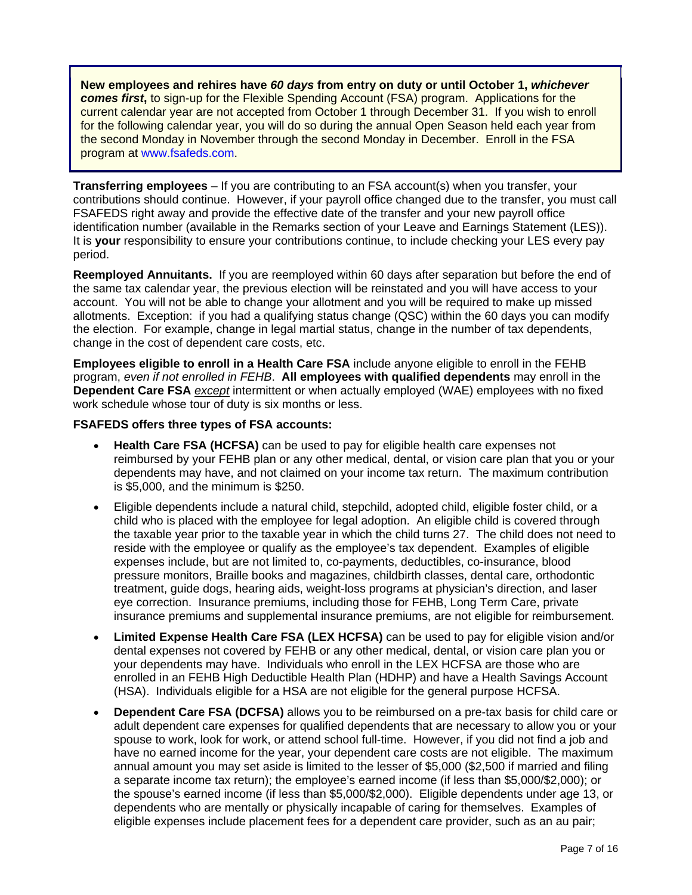**New employees and rehires have *60 days* from entry on duty or until October 1, *whichever comes first***, to sign-up for the Flexible Spending Account (FSA) program. Applications for the current calendar year are not accepted from October 1 through December 31. If you wish to enroll for the following calendar year, you will do so during the annual Open Season held each year from the second Monday in November through the second Monday in December. Enroll in the FSA program at www.fsafeds.com.

**Transferring employees** – If you are contributing to an FSA account(s) when you transfer, your contributions should continue. However, if your payroll office changed due to the transfer, you must call FSAFEDS right away and provide the effective date of the transfer and your new payroll office identification number (available in the Remarks section of your Leave and Earnings Statement (LES)). It is **your** responsibility to ensure your contributions continue, to include checking your LES every pay period.

**Reemployed Annuitants.** If you are reemployed within 60 days after separation but before the end of the same tax calendar year, the previous election will be reinstated and you will have access to your account. You will not be able to change your allotment and you will be required to make up missed allotments. Exception: if you had a qualifying status change (QSC) within the 60 days you can modify the election. For example, change in legal martial status, change in the number of tax dependents, change in the cost of dependent care costs, etc.

**Employees eligible to enroll in a Health Care FSA** include anyone eligible to enroll in the FEHB program, *even if not enrolled in FEHB*. **All employees with qualified dependents** may enroll in the **Dependent Care FSA** *except* intermittent or when actually employed (WAE) employees with no fixed work schedule whose tour of duty is six months or less.

**FSAFEDS offers three types of FSA accounts:**

- **Health Care FSA (HCFSA)** can be used to pay for eligible health care expenses not reimbursed by your FEHB plan or any other medical, dental, or vision care plan that you or your dependents may have, and not claimed on your income tax return. The maximum contribution is $5,000, and the minimum is $250.
- Eligible dependents include a natural child, stepchild, adopted child, eligible foster child, or a child who is placed with the employee for legal adoption. An eligible child is covered through the taxable year prior to the taxable year in which the child turns 27. The child does not need to reside with the employee or qualify as the employee's tax dependent. Examples of eligible expenses include, but are not limited to, co-payments, deductibles, co-insurance, blood pressure monitors, Braille books and magazines, childbirth classes, dental care, orthodontic treatment, guide dogs, hearing aids, weight-loss programs at physician's direction, and laser eye correction. Insurance premiums, including those for FEHB, Long Term Care, private insurance premiums and supplemental insurance premiums, are not eligible for reimbursement.
- **Limited Expense Health Care FSA (LEX HCFSA)** can be used to pay for eligible vision and/or dental expenses not covered by FEHB or any other medical, dental, or vision care plan you or your dependents may have. Individuals who enroll in the LEX HCFSA are those who are enrolled in an FEHB High Deductible Health Plan (HDHP) and have a Health Savings Account (HSA). Individuals eligible for a HSA are not eligible for the general purpose HCFSA.
- **Dependent Care FSA (DCFSA)** allows you to be reimbursed on a pre-tax basis for child care or adult dependent care expenses for qualified dependents that are necessary to allow you or your spouse to work, look for work, or attend school full-time. However, if you did not find a job and have no earned income for the year, your dependent care costs are not eligible. The maximum annual amount you may set aside is limited to the lesser of $5,000 ($2,500 if married and filing a separate income tax return); the employee's earned income (if less than $5,000/$2,000); or the spouse's earned income (if less than $5,000/$2,000). Eligible dependents under age 13, or dependents who are mentally or physically incapable of caring for themselves. Examples of eligible expenses include placement fees for a dependent care provider, such as an au pair;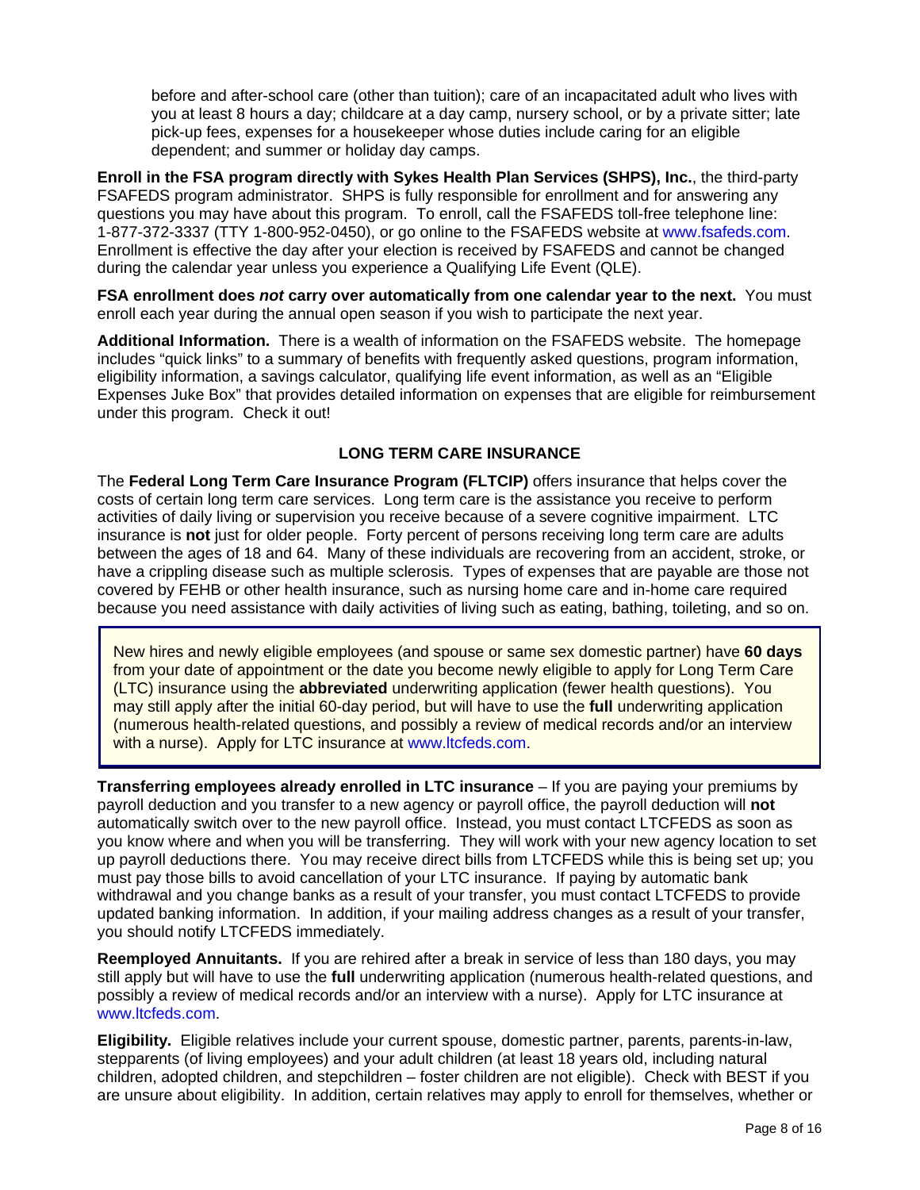before and after-school care (other than tuition); care of an incapacitated adult who lives with you at least 8 hours a day; childcare at a day camp, nursery school, or by a private sitter; late pick-up fees, expenses for a housekeeper whose duties include caring for an eligible dependent; and summer or holiday day camps.

**Enroll in the FSA program directly with Sykes Health Plan Services (SHPS), Inc.**, the third-party FSAFEDS program administrator. SHPS is fully responsible for enrollment and for answering any questions you may have about this program. To enroll, call the FSAFEDS toll-free telephone line: 1-877-372-3337 (TTY 1-800-952-0450), or go online to the FSAFEDS website at www.fsafeds.com. Enrollment is effective the day after your election is received by FSAFEDS and cannot be changed during the calendar year unless you experience a Qualifying Life Event (QLE).

**FSA enrollment does *not* carry over automatically from one calendar year to the next.** You must enroll each year during the annual open season if you wish to participate the next year.

**Additional Information.** There is a wealth of information on the FSAFEDS website. The homepage includes "quick links" to a summary of benefits with frequently asked questions, program information, eligibility information, a savings calculator, qualifying life event information, as well as an "Eligible Expenses Juke Box" that provides detailed information on expenses that are eligible for reimbursement under this program. Check it out!

## LONG TERM CARE INSURANCE

The **Federal Long Term Care Insurance Program (FLTCIP)** offers insurance that helps cover the costs of certain long term care services. Long term care is the assistance you receive to perform activities of daily living or supervision you receive because of a severe cognitive impairment. LTC insurance is **not** just for older people. Forty percent of persons receiving long term care are adults between the ages of 18 and 64. Many of these individuals are recovering from an accident, stroke, or have a crippling disease such as multiple sclerosis. Types of expenses that are payable are those not covered by FEHB or other health insurance, such as nursing home care and in-home care required because you need assistance with daily activities of living such as eating, bathing, toileting, and so on.

> New hires and newly eligible employees (and spouse or same sex domestic partner) have **60 days** from your date of appointment or the date you become newly eligible to apply for Long Term Care (LTC) insurance using the **abbreviated** underwriting application (fewer health questions). You may still apply after the initial 60-day period, but will have to use the **full** underwriting application (numerous health-related questions, and possibly a review of medical records and/or an interview with a nurse). Apply for LTC insurance at www.ltcfeds.com.

**Transferring employees already enrolled in LTC insurance** – If you are paying your premiums by payroll deduction and you transfer to a new agency or payroll office, the payroll deduction will **not** automatically switch over to the new payroll office. Instead, you must contact LTCFEDS as soon as you know where and when you will be transferring. They will work with your new agency location to set up payroll deductions there. You may receive direct bills from LTCFEDS while this is being set up; you must pay those bills to avoid cancellation of your LTC insurance. If paying by automatic bank withdrawal and you change banks as a result of your transfer, you must contact LTCFEDS to provide updated banking information. In addition, if your mailing address changes as a result of your transfer, you should notify LTCFEDS immediately.

**Reemployed Annuitants.** If you are rehired after a break in service of less than 180 days, you may still apply but will have to use the **full** underwriting application (numerous health-related questions, and possibly a review of medical records and/or an interview with a nurse). Apply for LTC insurance at www.ltcfeds.com.

**Eligibility.** Eligible relatives include your current spouse, domestic partner, parents, parents-in-law, stepparents (of living employees) and your adult children (at least 18 years old, including natural children, adopted children, and stepchildren – foster children are not eligible). Check with BEST if you are unsure about eligibility. In addition, certain relatives may apply to enroll for themselves, whether or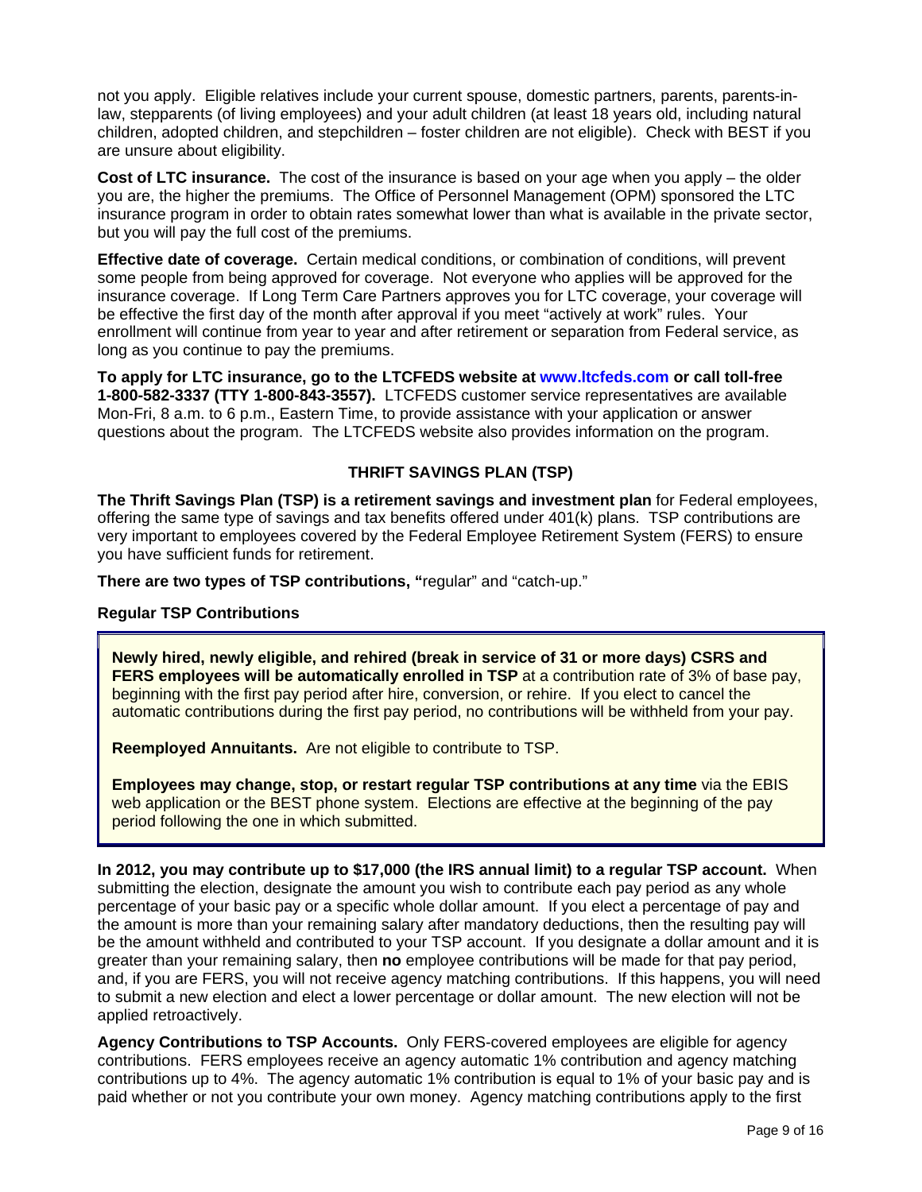not you apply. Eligible relatives include your current spouse, domestic partners, parents, parents-in-law, stepparents (of living employees) and your adult children (at least 18 years old, including natural children, adopted children, and stepchildren – foster children are not eligible). Check with BEST if you are unsure about eligibility.

**Cost of LTC insurance.** The cost of the insurance is based on your age when you apply – the older you are, the higher the premiums. The Office of Personnel Management (OPM) sponsored the LTC insurance program in order to obtain rates somewhat lower than what is available in the private sector, but you will pay the full cost of the premiums.

**Effective date of coverage.** Certain medical conditions, or combination of conditions, will prevent some people from being approved for coverage. Not everyone who applies will be approved for the insurance coverage. If Long Term Care Partners approves you for LTC coverage, your coverage will be effective the first day of the month after approval if you meet "actively at work" rules. Your enrollment will continue from year to year and after retirement or separation from Federal service, as long as you continue to pay the premiums.

**To apply for LTC insurance, go to the LTCFEDS website at www.ltcfeds.com or call toll-free 1-800-582-3337 (TTY 1-800-843-3557).** LTCFEDS customer service representatives are available Mon-Fri, 8 a.m. to 6 p.m., Eastern Time, to provide assistance with your application or answer questions about the program. The LTCFEDS website also provides information on the program.

## THRIFT SAVINGS PLAN (TSP)

**The Thrift Savings Plan (TSP) is a retirement savings and investment plan** for Federal employees, offering the same type of savings and tax benefits offered under 401(k) plans. TSP contributions are very important to employees covered by the Federal Employee Retirement System (FERS) to ensure you have sufficient funds for retirement.

**There are two types of TSP contributions, "**regular" and "catch-up."

### Regular TSP Contributions

**Newly hired, newly eligible, and rehired (break in service of 31 or more days) CSRS and FERS employees will be automatically enrolled in TSP** at a contribution rate of 3% of base pay, beginning with the first pay period after hire, conversion, or rehire. If you elect to cancel the automatic contributions during the first pay period, no contributions will be withheld from your pay.

**Reemployed Annuitants.** Are not eligible to contribute to TSP.

**Employees may change, stop, or restart regular TSP contributions at any time** via the EBIS web application or the BEST phone system. Elections are effective at the beginning of the pay period following the one in which submitted.

**In 2012, you may contribute up to $17,000 (the IRS annual limit) to a regular TSP account.** When submitting the election, designate the amount you wish to contribute each pay period as any whole percentage of your basic pay or a specific whole dollar amount. If you elect a percentage of pay and the amount is more than your remaining salary after mandatory deductions, then the resulting pay will be the amount withheld and contributed to your TSP account. If you designate a dollar amount and it is greater than your remaining salary, then **no** employee contributions will be made for that pay period, and, if you are FERS, you will not receive agency matching contributions. If this happens, you will need to submit a new election and elect a lower percentage or dollar amount. The new election will not be applied retroactively.

**Agency Contributions to TSP Accounts.** Only FERS-covered employees are eligible for agency contributions. FERS employees receive an agency automatic 1% contribution and agency matching contributions up to 4%. The agency automatic 1% contribution is equal to 1% of your basic pay and is paid whether or not you contribute your own money. Agency matching contributions apply to the first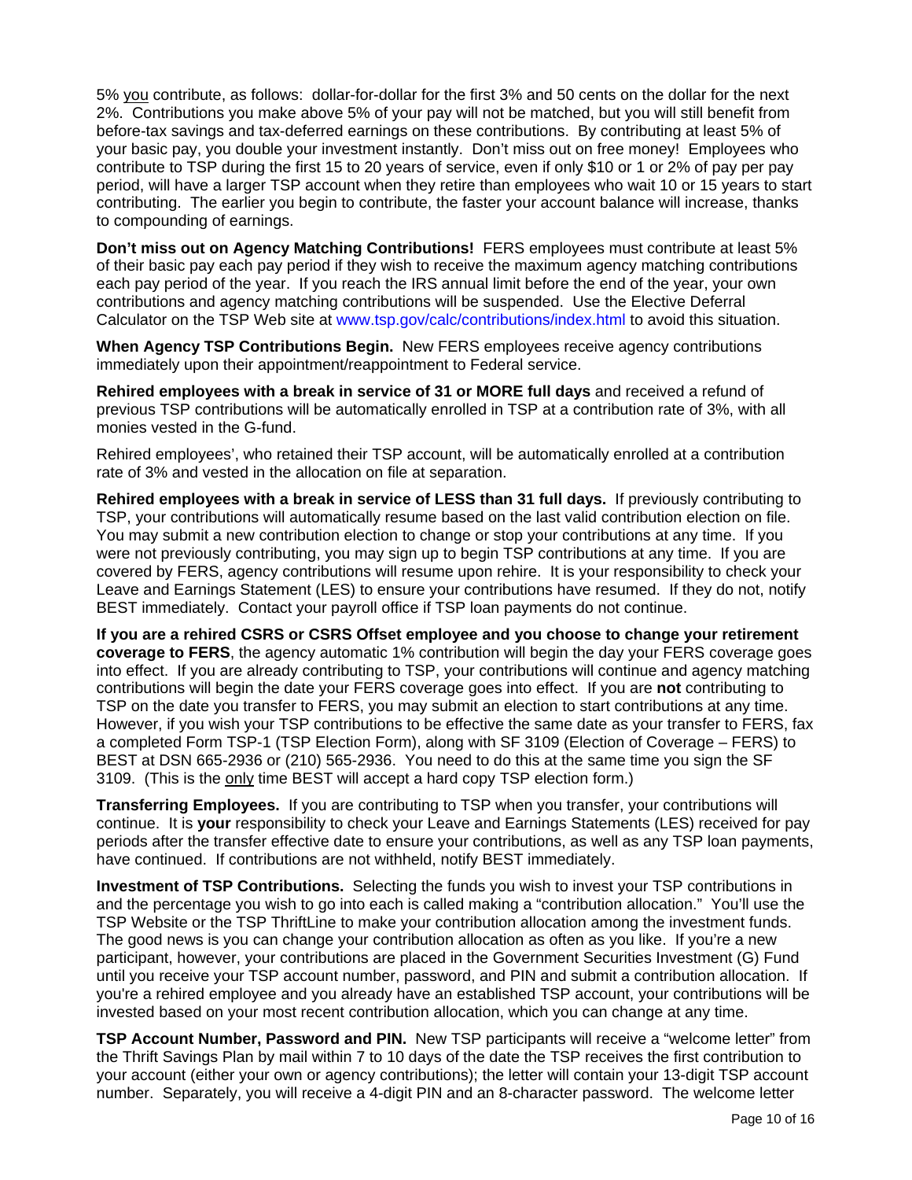5% you contribute, as follows: dollar-for-dollar for the first 3% and 50 cents on the dollar for the next 2%. Contributions you make above 5% of your pay will not be matched, but you will still benefit from before-tax savings and tax-deferred earnings on these contributions. By contributing at least 5% of your basic pay, you double your investment instantly. Don't miss out on free money! Employees who contribute to TSP during the first 15 to 20 years of service, even if only $10 or 1 or 2% of pay per pay period, will have a larger TSP account when they retire than employees who wait 10 or 15 years to start contributing. The earlier you begin to contribute, the faster your account balance will increase, thanks to compounding of earnings.

**Don't miss out on Agency Matching Contributions!** FERS employees must contribute at least 5% of their basic pay each pay period if they wish to receive the maximum agency matching contributions each pay period of the year. If you reach the IRS annual limit before the end of the year, your own contributions and agency matching contributions will be suspended. Use the Elective Deferral Calculator on the TSP Web site at www.tsp.gov/calc/contributions/index.html to avoid this situation.

**When Agency TSP Contributions Begin.** New FERS employees receive agency contributions immediately upon their appointment/reappointment to Federal service.

**Rehired employees with a break in service of 31 or MORE full days** and received a refund of previous TSP contributions will be automatically enrolled in TSP at a contribution rate of 3%, with all monies vested in the G-fund.

Rehired employees', who retained their TSP account, will be automatically enrolled at a contribution rate of 3% and vested in the allocation on file at separation.

**Rehired employees with a break in service of LESS than 31 full days.** If previously contributing to TSP, your contributions will automatically resume based on the last valid contribution election on file. You may submit a new contribution election to change or stop your contributions at any time. If you were not previously contributing, you may sign up to begin TSP contributions at any time. If you are covered by FERS, agency contributions will resume upon rehire. It is your responsibility to check your Leave and Earnings Statement (LES) to ensure your contributions have resumed. If they do not, notify BEST immediately. Contact your payroll office if TSP loan payments do not continue.

**If you are a rehired CSRS or CSRS Offset employee and you choose to change your retirement coverage to FERS**, the agency automatic 1% contribution will begin the day your FERS coverage goes into effect. If you are already contributing to TSP, your contributions will continue and agency matching contributions will begin the date your FERS coverage goes into effect. If you are **not** contributing to TSP on the date you transfer to FERS, you may submit an election to start contributions at any time. However, if you wish your TSP contributions to be effective the same date as your transfer to FERS, fax a completed Form TSP-1 (TSP Election Form), along with SF 3109 (Election of Coverage – FERS) to BEST at DSN 665-2936 or (210) 565-2936. You need to do this at the same time you sign the SF 3109. (This is the only time BEST will accept a hard copy TSP election form.)

**Transferring Employees.** If you are contributing to TSP when you transfer, your contributions will continue. It is **your** responsibility to check your Leave and Earnings Statements (LES) received for pay periods after the transfer effective date to ensure your contributions, as well as any TSP loan payments, have continued. If contributions are not withheld, notify BEST immediately.

**Investment of TSP Contributions.** Selecting the funds you wish to invest your TSP contributions in and the percentage you wish to go into each is called making a "contribution allocation." You'll use the TSP Website or the TSP ThriftLine to make your contribution allocation among the investment funds. The good news is you can change your contribution allocation as often as you like. If you're a new participant, however, your contributions are placed in the Government Securities Investment (G) Fund until you receive your TSP account number, password, and PIN and submit a contribution allocation. If you're a rehired employee and you already have an established TSP account, your contributions will be invested based on your most recent contribution allocation, which you can change at any time.

**TSP Account Number, Password and PIN.** New TSP participants will receive a "welcome letter" from the Thrift Savings Plan by mail within 7 to 10 days of the date the TSP receives the first contribution to your account (either your own or agency contributions); the letter will contain your 13-digit TSP account number. Separately, you will receive a 4-digit PIN and an 8-character password. The welcome letter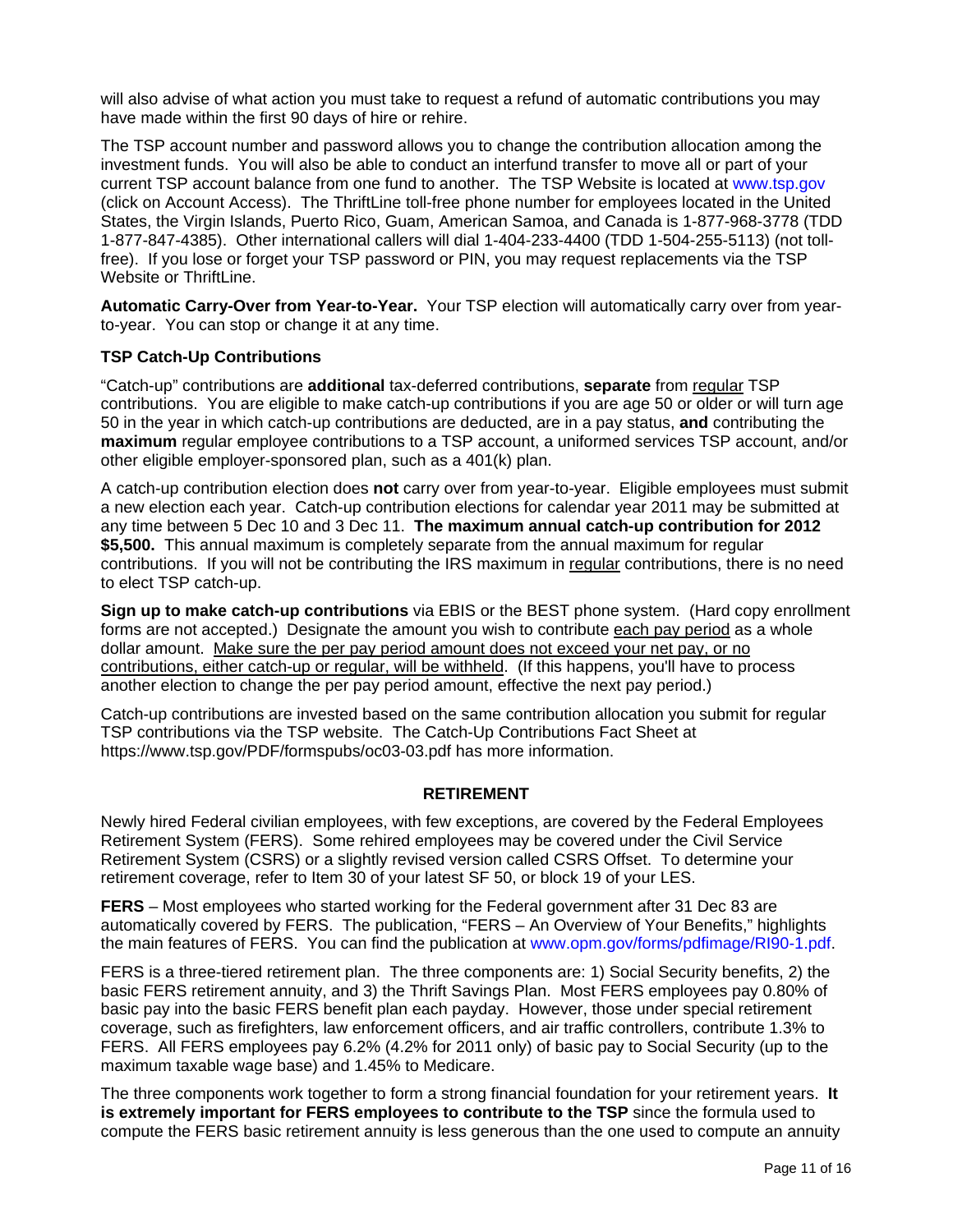will also advise of what action you must take to request a refund of automatic contributions you may have made within the first 90 days of hire or rehire.

The TSP account number and password allows you to change the contribution allocation among the investment funds. You will also be able to conduct an interfund transfer to move all or part of your current TSP account balance from one fund to another. The TSP Website is located at www.tsp.gov (click on Account Access). The ThriftLine toll-free phone number for employees located in the United States, the Virgin Islands, Puerto Rico, Guam, American Samoa, and Canada is 1-877-968-3778 (TDD 1-877-847-4385). Other international callers will dial 1-404-233-4400 (TDD 1-504-255-5113) (not toll-free). If you lose or forget your TSP password or PIN, you may request replacements via the TSP Website or ThriftLine.

**Automatic Carry-Over from Year-to-Year.** Your TSP election will automatically carry over from year-to-year. You can stop or change it at any time.

**TSP Catch-Up Contributions**

"Catch-up" contributions are **additional** tax-deferred contributions, **separate** from regular TSP contributions. You are eligible to make catch-up contributions if you are age 50 or older or will turn age 50 in the year in which catch-up contributions are deducted, are in a pay status, **and** contributing the **maximum** regular employee contributions to a TSP account, a uniformed services TSP account, and/or other eligible employer-sponsored plan, such as a 401(k) plan.

A catch-up contribution election does **not** carry over from year-to-year. Eligible employees must submit a new election each year. Catch-up contribution elections for calendar year 2011 may be submitted at any time between 5 Dec 10 and 3 Dec 11. **The maximum annual catch-up contribution for 2012 $5,500.** This annual maximum is completely separate from the annual maximum for regular contributions. If you will not be contributing the IRS maximum in regular contributions, there is no need to elect TSP catch-up.

**Sign up to make catch-up contributions** via EBIS or the BEST phone system. (Hard copy enrollment forms are not accepted.) Designate the amount you wish to contribute each pay period as a whole dollar amount. Make sure the per pay period amount does not exceed your net pay, or no contributions, either catch-up or regular, will be withheld. (If this happens, you'll have to process another election to change the per pay period amount, effective the next pay period.)

Catch-up contributions are invested based on the same contribution allocation you submit for regular TSP contributions via the TSP website. The Catch-Up Contributions Fact Sheet at https://www.tsp.gov/PDF/formspubs/oc03-03.pdf has more information.

## RETIREMENT

Newly hired Federal civilian employees, with few exceptions, are covered by the Federal Employees Retirement System (FERS). Some rehired employees may be covered under the Civil Service Retirement System (CSRS) or a slightly revised version called CSRS Offset. To determine your retirement coverage, refer to Item 30 of your latest SF 50, or block 19 of your LES.

**FERS** – Most employees who started working for the Federal government after 31 Dec 83 are automatically covered by FERS. The publication, "FERS – An Overview of Your Benefits," highlights the main features of FERS. You can find the publication at www.opm.gov/forms/pdfimage/RI90-1.pdf.

FERS is a three-tiered retirement plan. The three components are: 1) Social Security benefits, 2) the basic FERS retirement annuity, and 3) the Thrift Savings Plan. Most FERS employees pay 0.80% of basic pay into the basic FERS benefit plan each payday. However, those under special retirement coverage, such as firefighters, law enforcement officers, and air traffic controllers, contribute 1.3% to FERS. All FERS employees pay 6.2% (4.2% for 2011 only) of basic pay to Social Security (up to the maximum taxable wage base) and 1.45% to Medicare.

The three components work together to form a strong financial foundation for your retirement years. **It is extremely important for FERS employees to contribute to the TSP** since the formula used to compute the FERS basic retirement annuity is less generous than the one used to compute an annuity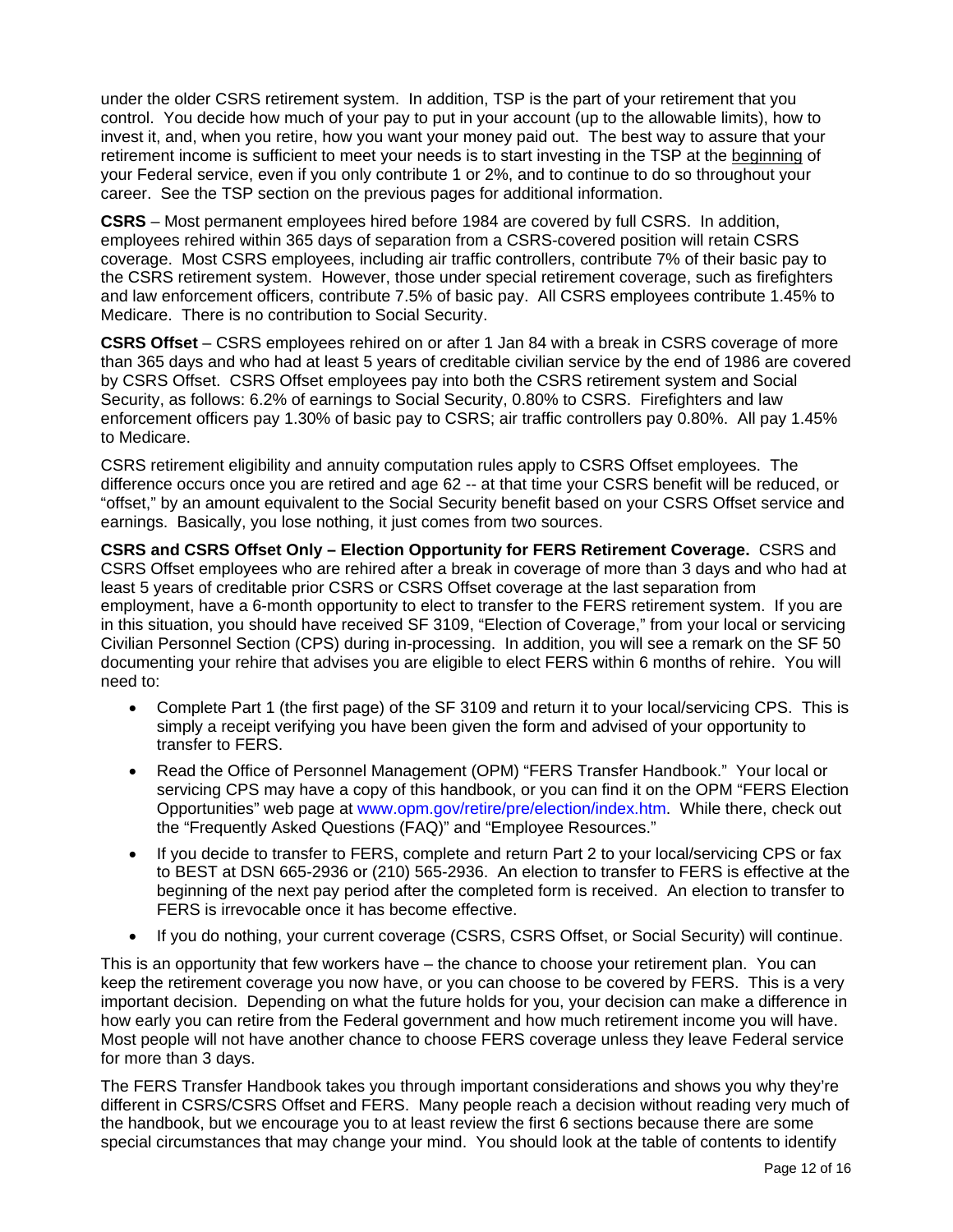under the older CSRS retirement system. In addition, TSP is the part of your retirement that you control. You decide how much of your pay to put in your account (up to the allowable limits), how to invest it, and, when you retire, how you want your money paid out. The best way to assure that your retirement income is sufficient to meet your needs is to start investing in the TSP at the beginning of your Federal service, even if you only contribute 1 or 2%, and to continue to do so throughout your career. See the TSP section on the previous pages for additional information.

**CSRS** – Most permanent employees hired before 1984 are covered by full CSRS. In addition, employees rehired within 365 days of separation from a CSRS-covered position will retain CSRS coverage. Most CSRS employees, including air traffic controllers, contribute 7% of their basic pay to the CSRS retirement system. However, those under special retirement coverage, such as firefighters and law enforcement officers, contribute 7.5% of basic pay. All CSRS employees contribute 1.45% to Medicare. There is no contribution to Social Security.

**CSRS Offset** – CSRS employees rehired on or after 1 Jan 84 with a break in CSRS coverage of more than 365 days and who had at least 5 years of creditable civilian service by the end of 1986 are covered by CSRS Offset. CSRS Offset employees pay into both the CSRS retirement system and Social Security, as follows: 6.2% of earnings to Social Security, 0.80% to CSRS. Firefighters and law enforcement officers pay 1.30% of basic pay to CSRS; air traffic controllers pay 0.80%. All pay 1.45% to Medicare.

CSRS retirement eligibility and annuity computation rules apply to CSRS Offset employees. The difference occurs once you are retired and age 62 -- at that time your CSRS benefit will be reduced, or "offset," by an amount equivalent to the Social Security benefit based on your CSRS Offset service and earnings. Basically, you lose nothing, it just comes from two sources.

**CSRS and CSRS Offset Only – Election Opportunity for FERS Retirement Coverage.** CSRS and CSRS Offset employees who are rehired after a break in coverage of more than 3 days and who had at least 5 years of creditable prior CSRS or CSRS Offset coverage at the last separation from employment, have a 6-month opportunity to elect to transfer to the FERS retirement system. If you are in this situation, you should have received SF 3109, "Election of Coverage," from your local or servicing Civilian Personnel Section (CPS) during in-processing. In addition, you will see a remark on the SF 50 documenting your rehire that advises you are eligible to elect FERS within 6 months of rehire. You will need to:

- Complete Part 1 (the first page) of the SF 3109 and return it to your local/servicing CPS. This is simply a receipt verifying you have been given the form and advised of your opportunity to transfer to FERS.
- Read the Office of Personnel Management (OPM) "FERS Transfer Handbook." Your local or servicing CPS may have a copy of this handbook, or you can find it on the OPM "FERS Election Opportunities" web page at www.opm.gov/retire/pre/election/index.htm. While there, check out the "Frequently Asked Questions (FAQ)" and "Employee Resources."
- If you decide to transfer to FERS, complete and return Part 2 to your local/servicing CPS or fax to BEST at DSN 665-2936 or (210) 565-2936. An election to transfer to FERS is effective at the beginning of the next pay period after the completed form is received. An election to transfer to FERS is irrevocable once it has become effective.
- If you do nothing, your current coverage (CSRS, CSRS Offset, or Social Security) will continue.

This is an opportunity that few workers have – the chance to choose your retirement plan. You can keep the retirement coverage you now have, or you can choose to be covered by FERS. This is a very important decision. Depending on what the future holds for you, your decision can make a difference in how early you can retire from the Federal government and how much retirement income you will have. Most people will not have another chance to choose FERS coverage unless they leave Federal service for more than 3 days.

The FERS Transfer Handbook takes you through important considerations and shows you why they're different in CSRS/CSRS Offset and FERS. Many people reach a decision without reading very much of the handbook, but we encourage you to at least review the first 6 sections because there are some special circumstances that may change your mind. You should look at the table of contents to identify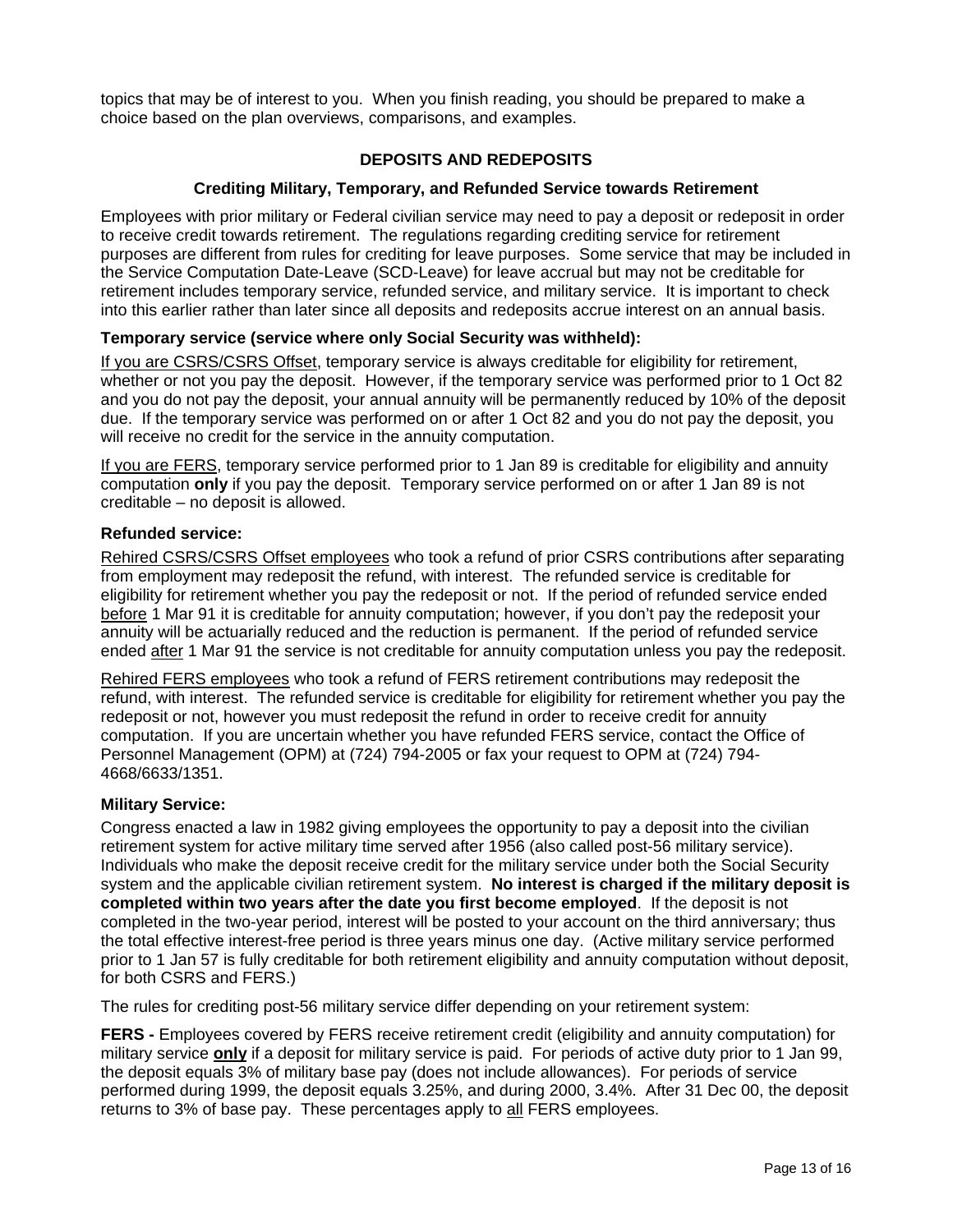topics that may be of interest to you. When you finish reading, you should be prepared to make a choice based on the plan overviews, comparisons, and examples.

## DEPOSITS AND REDEPOSITS

### Crediting Military, Temporary, and Refunded Service towards Retirement

Employees with prior military or Federal civilian service may need to pay a deposit or redeposit in order to receive credit towards retirement. The regulations regarding crediting service for retirement purposes are different from rules for crediting for leave purposes. Some service that may be included in the Service Computation Date-Leave (SCD-Leave) for leave accrual but may not be creditable for retirement includes temporary service, refunded service, and military service. It is important to check into this earlier rather than later since all deposits and redeposits accrue interest on an annual basis.

**Temporary service (service where only Social Security was withheld):**

<u>If you are CSRS/CSRS Offset</u>, temporary service is always creditable for eligibility for retirement, whether or not you pay the deposit. However, if the temporary service was performed prior to 1 Oct 82 and you do not pay the deposit, your annual annuity will be permanently reduced by 10% of the deposit due. If the temporary service was performed on or after 1 Oct 82 and you do not pay the deposit, you will receive no credit for the service in the annuity computation.

<u>If you are FERS</u>, temporary service performed prior to 1 Jan 89 is creditable for eligibility and annuity computation **only** if you pay the deposit. Temporary service performed on or after 1 Jan 89 is not creditable – no deposit is allowed.

**Refunded service:**

<u>Rehired CSRS/CSRS Offset employees</u> who took a refund of prior CSRS contributions after separating from employment may redeposit the refund, with interest. The refunded service is creditable for eligibility for retirement whether you pay the redeposit or not. If the period of refunded service ended <u>before</u> 1 Mar 91 it is creditable for annuity computation; however, if you don't pay the redeposit your annuity will be actuarially reduced and the reduction is permanent. If the period of refunded service ended <u>after</u> 1 Mar 91 the service is not creditable for annuity computation unless you pay the redeposit.

<u>Rehired FERS employees</u> who took a refund of FERS retirement contributions may redeposit the refund, with interest. The refunded service is creditable for eligibility for retirement whether you pay the redeposit or not, however you must redeposit the refund in order to receive credit for annuity computation. If you are uncertain whether you have refunded FERS service, contact the Office of Personnel Management (OPM) at (724) 794-2005 or fax your request to OPM at (724) 794-4668/6633/1351.

**Military Service:**

Congress enacted a law in 1982 giving employees the opportunity to pay a deposit into the civilian retirement system for active military time served after 1956 (also called post-56 military service). Individuals who make the deposit receive credit for the military service under both the Social Security system and the applicable civilian retirement system. **No interest is charged if the military deposit is completed within two years after the date you first become employed**. If the deposit is not completed in the two-year period, interest will be posted to your account on the third anniversary; thus the total effective interest-free period is three years minus one day. (Active military service performed prior to 1 Jan 57 is fully creditable for both retirement eligibility and annuity computation without deposit, for both CSRS and FERS.)

The rules for crediting post-56 military service differ depending on your retirement system:

**FERS -** Employees covered by FERS receive retirement credit (eligibility and annuity computation) for military service <u>**only**</u> if a deposit for military service is paid. For periods of active duty prior to 1 Jan 99, the deposit equals 3% of military base pay (does not include allowances). For periods of service performed during 1999, the deposit equals 3.25%, and during 2000, 3.4%. After 31 Dec 00, the deposit returns to 3% of base pay. These percentages apply to <u>all</u> FERS employees.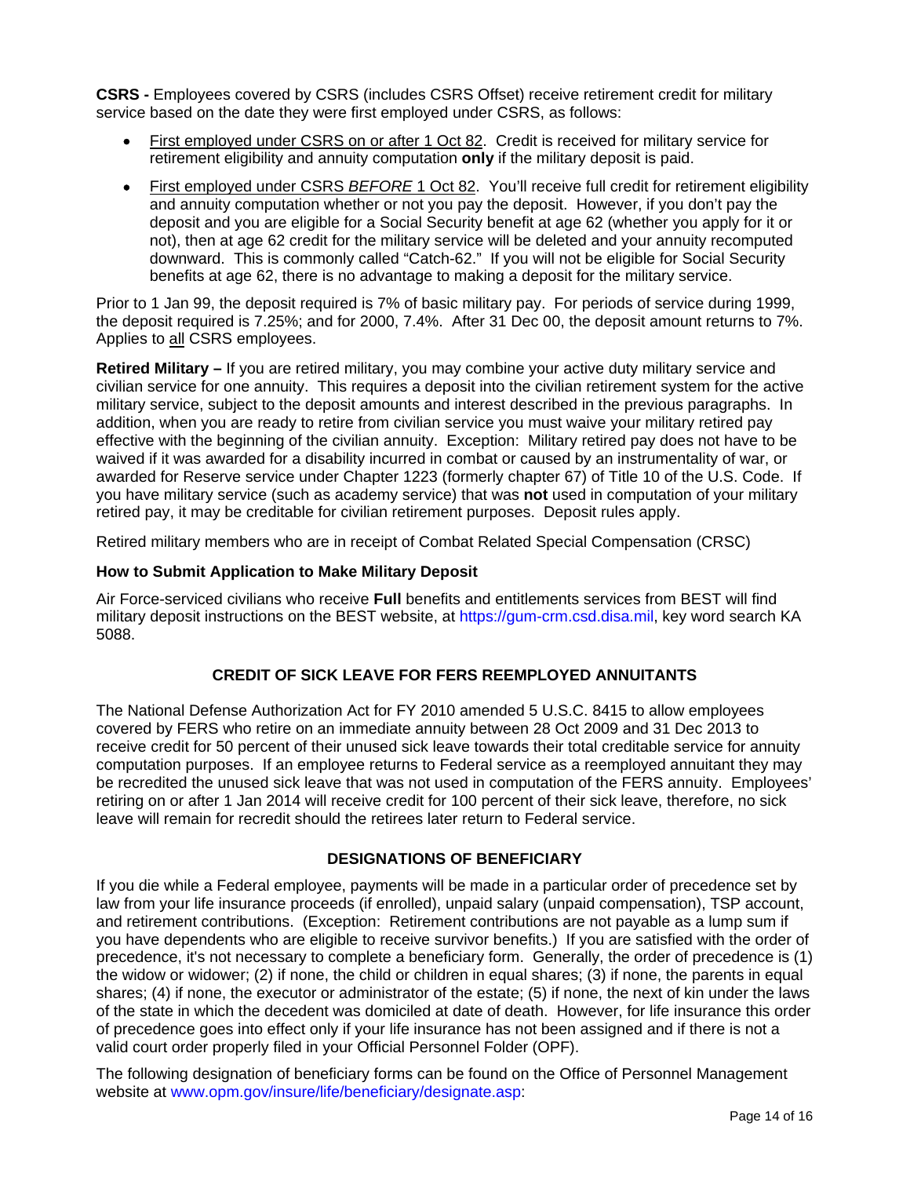**CSRS -** Employees covered by CSRS (includes CSRS Offset) receive retirement credit for military service based on the date they were first employed under CSRS, as follows:

- First employed under CSRS on or after 1 Oct 82. Credit is received for military service for retirement eligibility and annuity computation **only** if the military deposit is paid.
- First employed under CSRS *BEFORE* 1 Oct 82. You'll receive full credit for retirement eligibility and annuity computation whether or not you pay the deposit. However, if you don't pay the deposit and you are eligible for a Social Security benefit at age 62 (whether you apply for it or not), then at age 62 credit for the military service will be deleted and your annuity recomputed downward. This is commonly called "Catch-62." If you will not be eligible for Social Security benefits at age 62, there is no advantage to making a deposit for the military service.

Prior to 1 Jan 99, the deposit required is 7% of basic military pay. For periods of service during 1999, the deposit required is 7.25%; and for 2000, 7.4%. After 31 Dec 00, the deposit amount returns to 7%. Applies to all CSRS employees.

**Retired Military –** If you are retired military, you may combine your active duty military service and civilian service for one annuity. This requires a deposit into the civilian retirement system for the active military service, subject to the deposit amounts and interest described in the previous paragraphs. In addition, when you are ready to retire from civilian service you must waive your military retired pay effective with the beginning of the civilian annuity. Exception: Military retired pay does not have to be waived if it was awarded for a disability incurred in combat or caused by an instrumentality of war, or awarded for Reserve service under Chapter 1223 (formerly chapter 67) of Title 10 of the U.S. Code. If you have military service (such as academy service) that was **not** used in computation of your military retired pay, it may be creditable for civilian retirement purposes. Deposit rules apply.

Retired military members who are in receipt of Combat Related Special Compensation (CRSC)

**How to Submit Application to Make Military Deposit**

Air Force-serviced civilians who receive **Full** benefits and entitlements services from BEST will find military deposit instructions on the BEST website, at https://gum-crm.csd.disa.mil, key word search KA 5088.

## CREDIT OF SICK LEAVE FOR FERS REEMPLOYED ANNUITANTS

The National Defense Authorization Act for FY 2010 amended 5 U.S.C. 8415 to allow employees covered by FERS who retire on an immediate annuity between 28 Oct 2009 and 31 Dec 2013 to receive credit for 50 percent of their unused sick leave towards their total creditable service for annuity computation purposes. If an employee returns to Federal service as a reemployed annuitant they may be recredited the unused sick leave that was not used in computation of the FERS annuity. Employees' retiring on or after 1 Jan 2014 will receive credit for 100 percent of their sick leave, therefore, no sick leave will remain for recredit should the retirees later return to Federal service.

## DESIGNATIONS OF BENEFICIARY

If you die while a Federal employee, payments will be made in a particular order of precedence set by law from your life insurance proceeds (if enrolled), unpaid salary (unpaid compensation), TSP account, and retirement contributions. (Exception: Retirement contributions are not payable as a lump sum if you have dependents who are eligible to receive survivor benefits.) If you are satisfied with the order of precedence, it's not necessary to complete a beneficiary form. Generally, the order of precedence is (1) the widow or widower; (2) if none, the child or children in equal shares; (3) if none, the parents in equal shares; (4) if none, the executor or administrator of the estate; (5) if none, the next of kin under the laws of the state in which the decedent was domiciled at date of death. However, for life insurance this order of precedence goes into effect only if your life insurance has not been assigned and if there is not a valid court order properly filed in your Official Personnel Folder (OPF).

The following designation of beneficiary forms can be found on the Office of Personnel Management website at www.opm.gov/insure/life/beneficiary/designate.asp: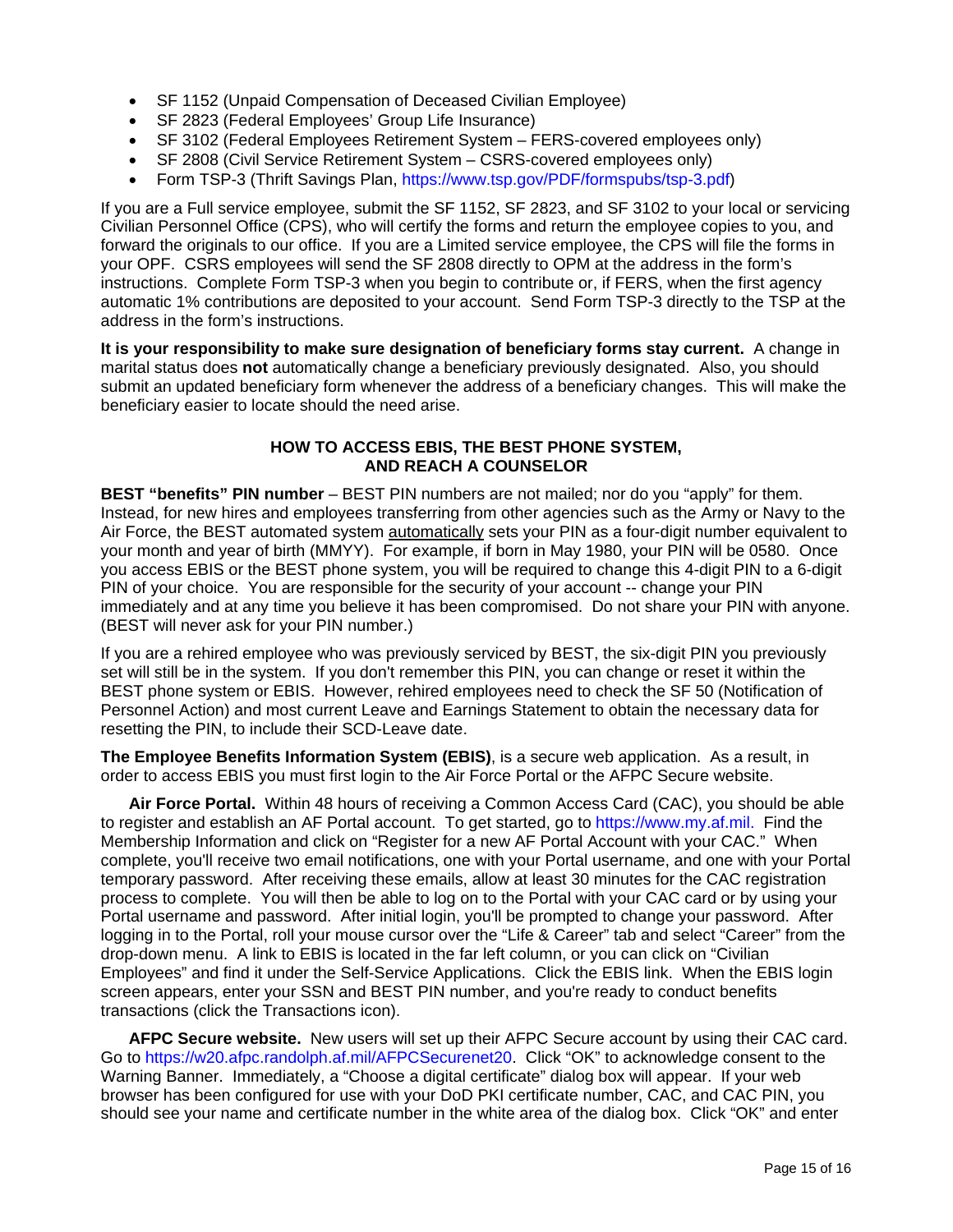- SF 1152 (Unpaid Compensation of Deceased Civilian Employee)
- SF 2823 (Federal Employees' Group Life Insurance)
- SF 3102 (Federal Employees Retirement System – FERS-covered employees only)
- SF 2808 (Civil Service Retirement System – CSRS-covered employees only)
- Form TSP-3 (Thrift Savings Plan, https://www.tsp.gov/PDF/formspubs/tsp-3.pdf)

If you are a Full service employee, submit the SF 1152, SF 2823, and SF 3102 to your local or servicing Civilian Personnel Office (CPS), who will certify the forms and return the employee copies to you, and forward the originals to our office. If you are a Limited service employee, the CPS will file the forms in your OPF. CSRS employees will send the SF 2808 directly to OPM at the address in the form's instructions. Complete Form TSP-3 when you begin to contribute or, if FERS, when the first agency automatic 1% contributions are deposited to your account. Send Form TSP-3 directly to the TSP at the address in the form's instructions.

**It is your responsibility to make sure designation of beneficiary forms stay current.** A change in marital status does **not** automatically change a beneficiary previously designated. Also, you should submit an updated beneficiary form whenever the address of a beneficiary changes. This will make the beneficiary easier to locate should the need arise.

## HOW TO ACCESS EBIS, THE BEST PHONE SYSTEM, AND REACH A COUNSELOR

**BEST "benefits" PIN number** – BEST PIN numbers are not mailed; nor do you "apply" for them. Instead, for new hires and employees transferring from other agencies such as the Army or Navy to the Air Force, the BEST automated system automatically sets your PIN as a four-digit number equivalent to your month and year of birth (MMYY). For example, if born in May 1980, your PIN will be 0580. Once you access EBIS or the BEST phone system, you will be required to change this 4-digit PIN to a 6-digit PIN of your choice. You are responsible for the security of your account -- change your PIN immediately and at any time you believe it has been compromised. Do not share your PIN with anyone. (BEST will never ask for your PIN number.)

If you are a rehired employee who was previously serviced by BEST, the six-digit PIN you previously set will still be in the system. If you don't remember this PIN, you can change or reset it within the BEST phone system or EBIS. However, rehired employees need to check the SF 50 (Notification of Personnel Action) and most current Leave and Earnings Statement to obtain the necessary data for resetting the PIN, to include their SCD-Leave date.

**The Employee Benefits Information System (EBIS)**, is a secure web application. As a result, in order to access EBIS you must first login to the Air Force Portal or the AFPC Secure website.

**Air Force Portal.** Within 48 hours of receiving a Common Access Card (CAC), you should be able to register and establish an AF Portal account. To get started, go to https://www.my.af.mil. Find the Membership Information and click on "Register for a new AF Portal Account with your CAC." When complete, you'll receive two email notifications, one with your Portal username, and one with your Portal temporary password. After receiving these emails, allow at least 30 minutes for the CAC registration process to complete. You will then be able to log on to the Portal with your CAC card or by using your Portal username and password. After initial login, you'll be prompted to change your password. After logging in to the Portal, roll your mouse cursor over the "Life & Career" tab and select "Career" from the drop-down menu. A link to EBIS is located in the far left column, or you can click on "Civilian Employees" and find it under the Self-Service Applications. Click the EBIS link. When the EBIS login screen appears, enter your SSN and BEST PIN number, and you're ready to conduct benefits transactions (click the Transactions icon).

**AFPC Secure website.** New users will set up their AFPC Secure account by using their CAC card. Go to https://w20.afpc.randolph.af.mil/AFPCSecurenet20. Click "OK" to acknowledge consent to the Warning Banner. Immediately, a "Choose a digital certificate" dialog box will appear. If your web browser has been configured for use with your DoD PKI certificate number, CAC, and CAC PIN, you should see your name and certificate number in the white area of the dialog box. Click "OK" and enter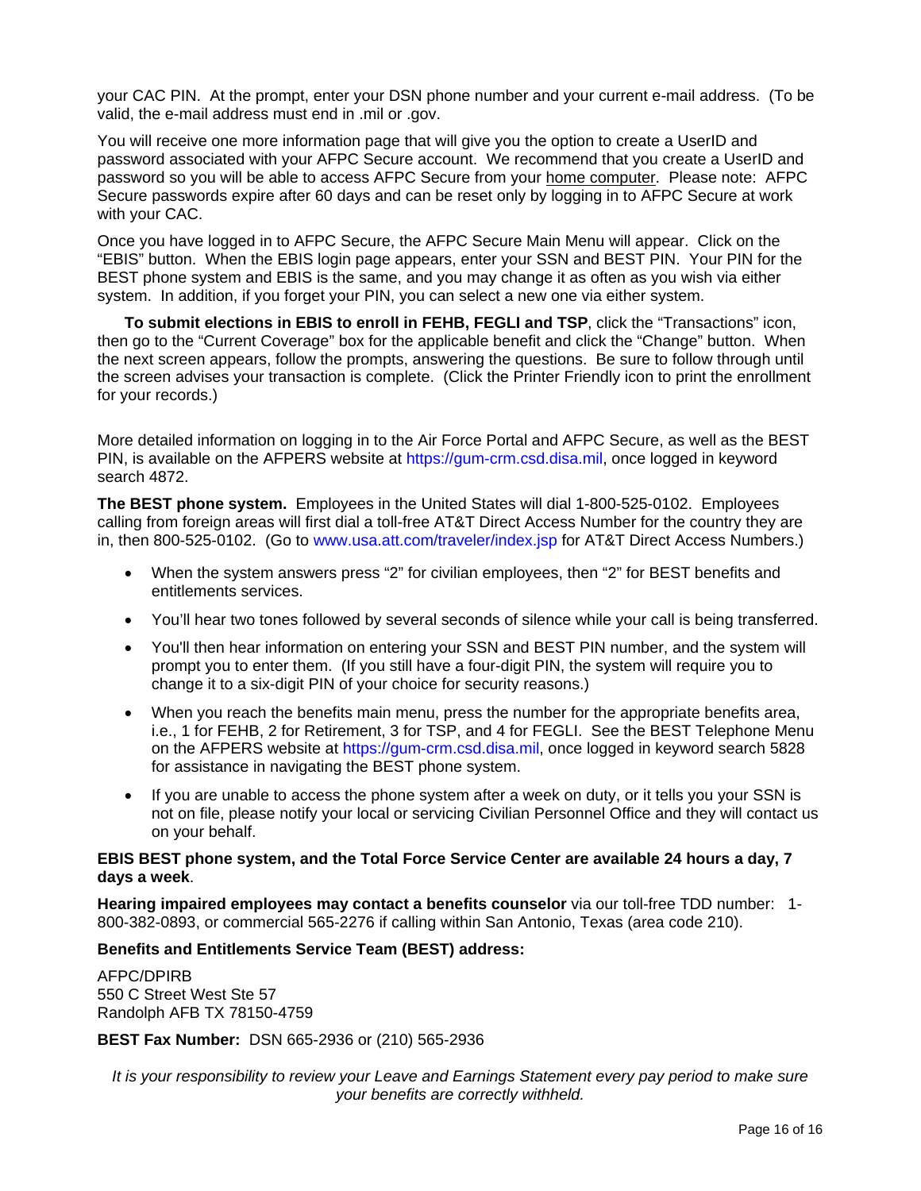your CAC PIN. At the prompt, enter your DSN phone number and your current e-mail address. (To be valid, the e-mail address must end in .mil or .gov.

You will receive one more information page that will give you the option to create a UserID and password associated with your AFPC Secure account. We recommend that you create a UserID and password so you will be able to access AFPC Secure from your home computer. Please note: AFPC Secure passwords expire after 60 days and can be reset only by logging in to AFPC Secure at work with your CAC.

Once you have logged in to AFPC Secure, the AFPC Secure Main Menu will appear. Click on the "EBIS" button. When the EBIS login page appears, enter your SSN and BEST PIN. Your PIN for the BEST phone system and EBIS is the same, and you may change it as often as you wish via either system. In addition, if you forget your PIN, you can select a new one via either system.

**To submit elections in EBIS to enroll in FEHB, FEGLI and TSP**, click the "Transactions" icon, then go to the "Current Coverage" box for the applicable benefit and click the "Change" button. When the next screen appears, follow the prompts, answering the questions. Be sure to follow through until the screen advises your transaction is complete. (Click the Printer Friendly icon to print the enrollment for your records.)

More detailed information on logging in to the Air Force Portal and AFPC Secure, as well as the BEST PIN, is available on the AFPERS website at https://gum-crm.csd.disa.mil, once logged in keyword search 4872.

**The BEST phone system.** Employees in the United States will dial 1-800-525-0102. Employees calling from foreign areas will first dial a toll-free AT&T Direct Access Number for the country they are in, then 800-525-0102. (Go to www.usa.att.com/traveler/index.jsp for AT&T Direct Access Numbers.)

- When the system answers press "2" for civilian employees, then "2" for BEST benefits and entitlements services.
- You'll hear two tones followed by several seconds of silence while your call is being transferred.
- You'll then hear information on entering your SSN and BEST PIN number, and the system will prompt you to enter them. (If you still have a four-digit PIN, the system will require you to change it to a six-digit PIN of your choice for security reasons.)
- When you reach the benefits main menu, press the number for the appropriate benefits area, i.e., 1 for FEHB, 2 for Retirement, 3 for TSP, and 4 for FEGLI. See the BEST Telephone Menu on the AFPERS website at https://gum-crm.csd.disa.mil, once logged in keyword search 5828 for assistance in navigating the BEST phone system.
- If you are unable to access the phone system after a week on duty, or it tells you your SSN is not on file, please notify your local or servicing Civilian Personnel Office and they will contact us on your behalf.

**EBIS BEST phone system, and the Total Force Service Center are available 24 hours a day, 7 days a week**.

**Hearing impaired employees may contact a benefits counselor** via our toll-free TDD number: 1-800-382-0893, or commercial 565-2276 if calling within San Antonio, Texas (area code 210).

**Benefits and Entitlements Service Team (BEST) address:**

AFPC/DPIRB
550 C Street West Ste 57
Randolph AFB TX 78150-4759

**BEST Fax Number:** DSN 665-2936 or (210) 565-2936

*It is your responsibility to review your Leave and Earnings Statement every pay period to make sure your benefits are correctly withheld.*